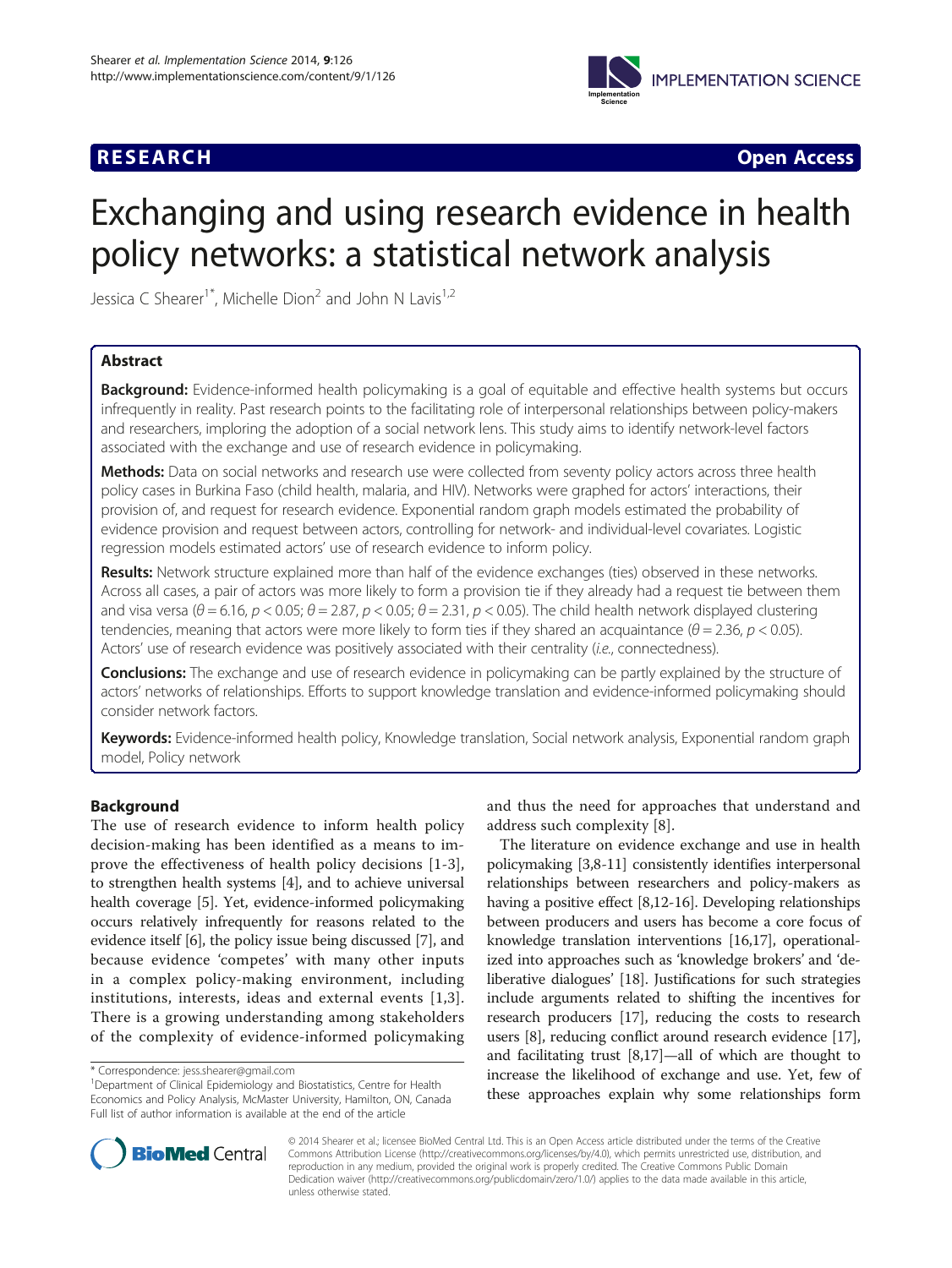**RESEARCH** **Open Access**

# Exchanging and using research evidence in health policy networks: a statistical network analysis

Jessica C Shearer[1*], Michelle Dion[2] and John N Lavis[1,2]

## Abstract

**Background:** Evidence-informed health policymaking is a goal of equitable and effective health systems but occurs infrequently in reality. Past research points to the facilitating role of interpersonal relationships between policy-makers and researchers, imploring the adoption of a social network lens. This study aims to identify network-level factors associated with the exchange and use of research evidence in policymaking.

**Methods:** Data on social networks and research use were collected from seventy policy actors across three health policy cases in Burkina Faso (child health, malaria, and HIV). Networks were graphed for actors' interactions, their provision of, and request for research evidence. Exponential random graph models estimated the probability of evidence provision and request between actors, controlling for network- and individual-level covariates. Logistic regression models estimated actors' use of research evidence to inform policy.

**Results:** Network structure explained more than half of the evidence exchanges (ties) observed in these networks. Across all cases, a pair of actors was more likely to form a provision tie if they already had a request tie between them and visa versa ($\theta = 6.16$, $p < 0.05$; $\theta = 2.87$, $p < 0.05$; $\theta = 2.31$, $p < 0.05$). The child health network displayed clustering tendencies, meaning that actors were more likely to form ties if they shared an acquaintance ($\theta = 2.36$, $p < 0.05$). Actors' use of research evidence was positively associated with their centrality (*i.e.*, connectedness).

**Conclusions:** The exchange and use of research evidence in policymaking can be partly explained by the structure of actors' networks of relationships. Efforts to support knowledge translation and evidence-informed policymaking should consider network factors.

**Keywords:** Evidence-informed health policy, Knowledge translation, Social network analysis, Exponential random graph model, Policy network

## Background

The use of research evidence to inform health policy decision-making has been identified as a means to improve the effectiveness of health policy decisions [1-3], to strengthen health systems [4], and to achieve universal health coverage [5]. Yet, evidence-informed policymaking occurs relatively infrequently for reasons related to the evidence itself [6], the policy issue being discussed [7], and because evidence 'competes' with many other inputs in a complex policy-making environment, including institutions, interests, ideas and external events [1,3]. There is a growing understanding among stakeholders of the complexity of evidence-informed policymaking and thus the need for approaches that understand and address such complexity [8].

The literature on evidence exchange and use in health policymaking [3,8-11] consistently identifies interpersonal relationships between researchers and policy-makers as having a positive effect [8,12-16]. Developing relationships between producers and users has become a core focus of knowledge translation interventions [16,17], operationalized into approaches such as 'knowledge brokers' and 'deliberative dialogues' [18]. Justifications for such strategies include arguments related to shifting the incentives for research producers [17], reducing the costs to research users [8], reducing conflict around research evidence [17], and facilitating trust [8,17]—all of which are thought to increase the likelihood of exchange and use. Yet, few of these approaches explain why some relationships form

* Correspondence: jess.shearer@gmail.com
[1]Department of Clinical Epidemiology and Biostatistics, Centre for Health Economics and Policy Analysis, McMaster University, Hamilton, ON, Canada
Full list of author information is available at the end of the article

© 2014 Shearer et al.; licensee BioMed Central Ltd. This is an Open Access article distributed under the terms of the Creative Commons Attribution License (http://creativecommons.org/licenses/by/4.0), which permits unrestricted use, distribution, and reproduction in any medium, provided the original work is properly credited. The Creative Commons Public Domain Dedication waiver (http://creativecommons.org/publicdomain/zero/1.0/) applies to the data made available in this article, unless otherwise stated.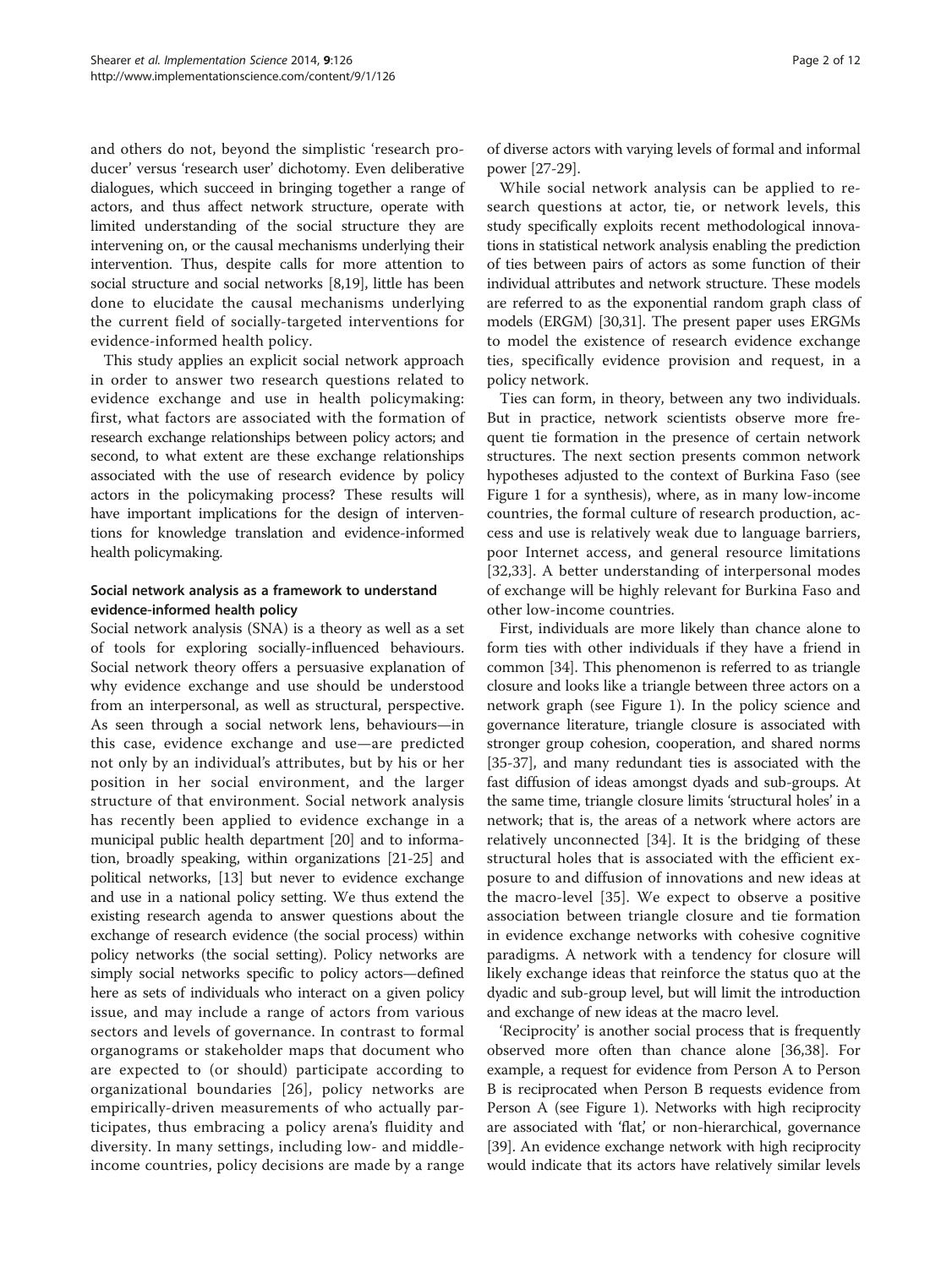and others do not, beyond the simplistic 'research producer' versus 'research user' dichotomy. Even deliberative dialogues, which succeed in bringing together a range of actors, and thus affect network structure, operate with limited understanding of the social structure they are intervening on, or the causal mechanisms underlying their intervention. Thus, despite calls for more attention to social structure and social networks [8,19], little has been done to elucidate the causal mechanisms underlying the current field of socially-targeted interventions for evidence-informed health policy.

This study applies an explicit social network approach in order to answer two research questions related to evidence exchange and use in health policymaking: first, what factors are associated with the formation of research exchange relationships between policy actors; and second, to what extent are these exchange relationships associated with the use of research evidence by policy actors in the policymaking process? These results will have important implications for the design of interventions for knowledge translation and evidence-informed health policymaking.

### Social network analysis as a framework to understand evidence-informed health policy

Social network analysis (SNA) is a theory as well as a set of tools for exploring socially-influenced behaviours. Social network theory offers a persuasive explanation of why evidence exchange and use should be understood from an interpersonal, as well as structural, perspective. As seen through a social network lens, behaviours—in this case, evidence exchange and use—are predicted not only by an individual's attributes, but by his or her position in her social environment, and the larger structure of that environment. Social network analysis has recently been applied to evidence exchange in a municipal public health department [20] and to information, broadly speaking, within organizations [21-25] and political networks, [13] but never to evidence exchange and use in a national policy setting. We thus extend the existing research agenda to answer questions about the exchange of research evidence (the social process) within policy networks (the social setting). Policy networks are simply social networks specific to policy actors—defined here as sets of individuals who interact on a given policy issue, and may include a range of actors from various sectors and levels of governance. In contrast to formal organograms or stakeholder maps that document who are expected to (or should) participate according to organizational boundaries [26], policy networks are empirically-driven measurements of who actually participates, thus embracing a policy arena's fluidity and diversity. In many settings, including low- and middle-income countries, policy decisions are made by a range of diverse actors with varying levels of formal and informal power [27-29].

While social network analysis can be applied to research questions at actor, tie, or network levels, this study specifically exploits recent methodological innovations in statistical network analysis enabling the prediction of ties between pairs of actors as some function of their individual attributes and network structure. These models are referred to as the exponential random graph class of models (ERGM) [30,31]. The present paper uses ERGMs to model the existence of research evidence exchange ties, specifically evidence provision and request, in a policy network.

Ties can form, in theory, between any two individuals. But in practice, network scientists observe more frequent tie formation in the presence of certain network structures. The next section presents common network hypotheses adjusted to the context of Burkina Faso (see Figure 1 for a synthesis), where, as in many low-income countries, the formal culture of research production, access and use is relatively weak due to language barriers, poor Internet access, and general resource limitations [32,33]. A better understanding of interpersonal modes of exchange will be highly relevant for Burkina Faso and other low-income countries.

First, individuals are more likely than chance alone to form ties with other individuals if they have a friend in common [34]. This phenomenon is referred to as triangle closure and looks like a triangle between three actors on a network graph (see Figure 1). In the policy science and governance literature, triangle closure is associated with stronger group cohesion, cooperation, and shared norms [35-37], and many redundant ties is associated with the fast diffusion of ideas amongst dyads and sub-groups. At the same time, triangle closure limits 'structural holes' in a network; that is, the areas of a network where actors are relatively unconnected [34]. It is the bridging of these structural holes that is associated with the efficient exposure to and diffusion of innovations and new ideas at the macro-level [35]. We expect to observe a positive association between triangle closure and tie formation in evidence exchange networks with cohesive cognitive paradigms. A network with a tendency for closure will likely exchange ideas that reinforce the status quo at the dyadic and sub-group level, but will limit the introduction and exchange of new ideas at the macro level.

'Reciprocity' is another social process that is frequently observed more often than chance alone [36,38]. For example, a request for evidence from Person A to Person B is reciprocated when Person B requests evidence from Person A (see Figure 1). Networks with high reciprocity are associated with 'flat,' or non-hierarchical, governance [39]. An evidence exchange network with high reciprocity would indicate that its actors have relatively similar levels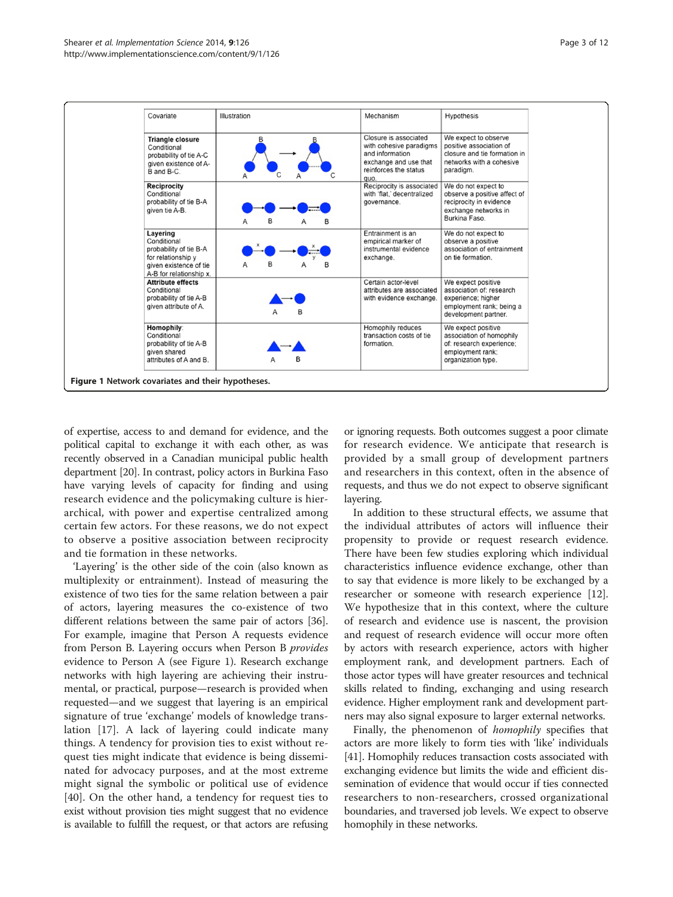| Covariate | Illustration | Mechanism | Hypothesis |
|---|---|---|---|
| **Triangle closure** Conditional probability of tie A-C given existence of A-B and B-C. | | Closure is associated with cohesive paradigms and information exchange and use that reinforces the status quo. | We expect to observe positive association of closure and tie formation in networks with a cohesive paradigm. |
| **Reciprocity** Conditional probability of tie B-A given tie A-B. | | Reciprocity is associated with 'flat,' decentralized governance. | We do not expect to observe a positive affect of reciprocity in evidence exchange networks in Burkina Faso. |
| **Layering** Conditional probability of tie B-A for relationship y given existence of tie A-B for relationship x. | | Entrainment is an empirical marker of instrumental evidence exchange. | We do not expect to observe a positive association of entrainment on tie formation. |
| **Attribute effects** Conditional probability of tie A-B given attribute of A. | | Certain actor-level attributes are associated with evidence exchange. | We expect positive association of: research experience; higher employment rank; being a development partner. |
| **Homophily**: Conditional probability of tie A-B given shared attributes of A and B. | | Homophily reduces transaction costs of tie formation. | We expect positive association of homophily of: research experience; employment rank; organization type. |

**Figure 1** Network covariates and their hypotheses.

of expertise, access to and demand for evidence, and the political capital to exchange it with each other, as was recently observed in a Canadian municipal public health department [20]. In contrast, policy actors in Burkina Faso have varying levels of capacity for finding and using research evidence and the policymaking culture is hierarchical, with power and expertise centralized among certain few actors. For these reasons, we do not expect to observe a positive association between reciprocity and tie formation in these networks.

'Layering' is the other side of the coin (also known as multiplexity or entrainment). Instead of measuring the existence of two ties for the same relation between a pair of actors, layering measures the co-existence of two different relations between the same pair of actors [36]. For example, imagine that Person A requests evidence from Person B. Layering occurs when Person B *provides* evidence to Person A (see Figure 1). Research exchange networks with high layering are achieving their instrumental, or practical, purpose—research is provided when requested—and we suggest that layering is an empirical signature of true 'exchange' models of knowledge translation [17]. A lack of layering could indicate many things. A tendency for provision ties to exist without request ties might indicate that evidence is being disseminated for advocacy purposes, and at the most extreme might signal the symbolic or political use of evidence [40]. On the other hand, a tendency for request ties to exist without provision ties might suggest that no evidence is available to fulfill the request, or that actors are refusing or ignoring requests. Both outcomes suggest a poor climate for research evidence. We anticipate that research is provided by a small group of development partners and researchers in this context, often in the absence of requests, and thus we do not expect to observe significant layering.

In addition to these structural effects, we assume that the individual attributes of actors will influence their propensity to provide or request research evidence. There have been few studies exploring which individual characteristics influence evidence exchange, other than to say that evidence is more likely to be exchanged by a researcher or someone with research experience [12]. We hypothesize that in this context, where the culture of research and evidence use is nascent, the provision and request of research evidence will occur more often by actors with research experience, actors with higher employment rank, and development partners. Each of those actor types will have greater resources and technical skills related to finding, exchanging and using research evidence. Higher employment rank and development partners may also signal exposure to larger external networks.

Finally, the phenomenon of *homophily* specifies that actors are more likely to form ties with 'like' individuals [41]. Homophily reduces transaction costs associated with exchanging evidence but limits the wide and efficient dissemination of evidence that would occur if ties connected researchers to non-researchers, crossed organizational boundaries, and traversed job levels. We expect to observe homophily in these networks.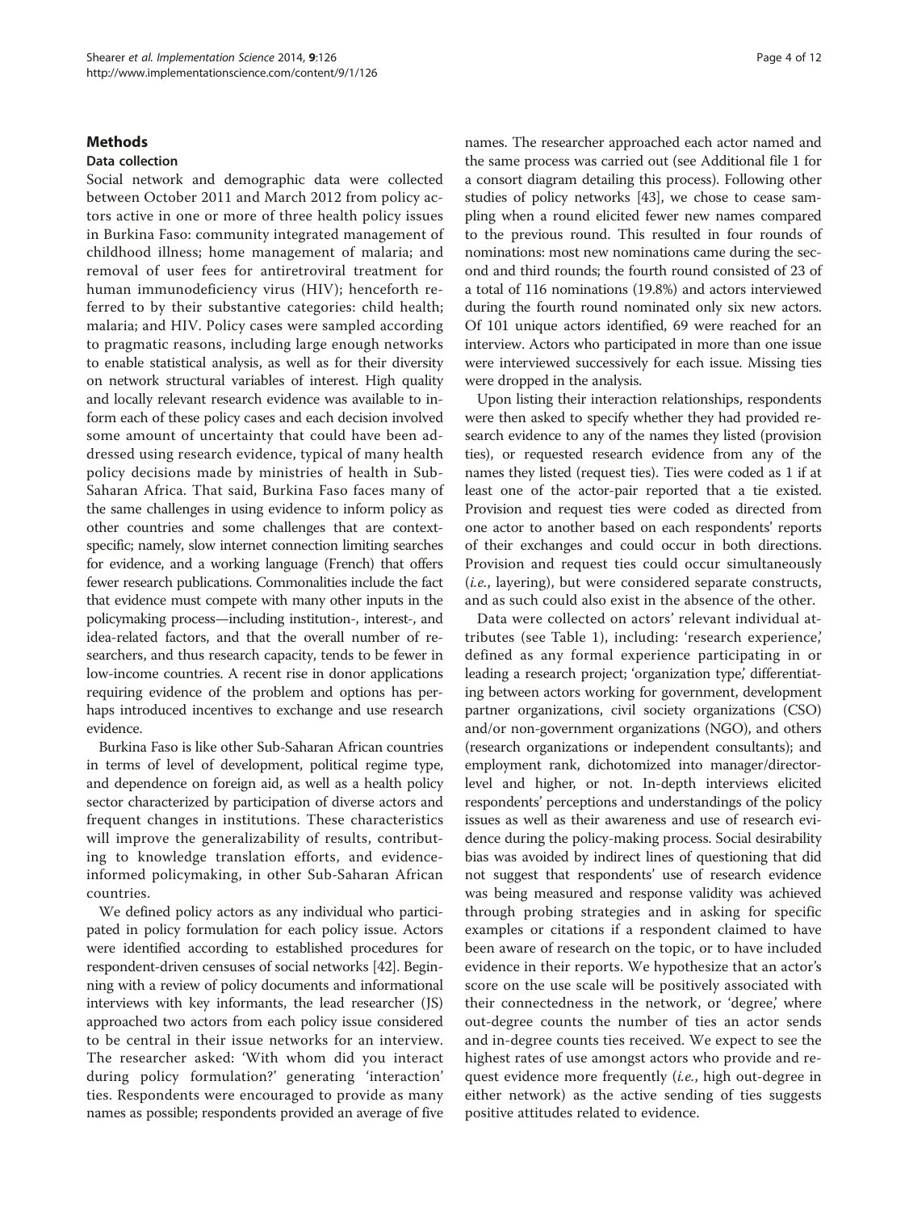## Methods

### Data collection

Social network and demographic data were collected between October 2011 and March 2012 from policy actors active in one or more of three health policy issues in Burkina Faso: community integrated management of childhood illness; home management of malaria; and removal of user fees for antiretroviral treatment for human immunodeficiency virus (HIV); henceforth referred to by their substantive categories: child health; malaria; and HIV. Policy cases were sampled according to pragmatic reasons, including large enough networks to enable statistical analysis, as well as for their diversity on network structural variables of interest. High quality and locally relevant research evidence was available to inform each of these policy cases and each decision involved some amount of uncertainty that could have been addressed using research evidence, typical of many health policy decisions made by ministries of health in Sub-Saharan Africa. That said, Burkina Faso faces many of the same challenges in using evidence to inform policy as other countries and some challenges that are context-specific; namely, slow internet connection limiting searches for evidence, and a working language (French) that offers fewer research publications. Commonalities include the fact that evidence must compete with many other inputs in the policymaking process—including institution-, interest-, and idea-related factors, and that the overall number of researchers, and thus research capacity, tends to be fewer in low-income countries. A recent rise in donor applications requiring evidence of the problem and options has perhaps introduced incentives to exchange and use research evidence.

Burkina Faso is like other Sub-Saharan African countries in terms of level of development, political regime type, and dependence on foreign aid, as well as a health policy sector characterized by participation of diverse actors and frequent changes in institutions. These characteristics will improve the generalizability of results, contributing to knowledge translation efforts, and evidence-informed policymaking, in other Sub-Saharan African countries.

We defined policy actors as any individual who participated in policy formulation for each policy issue. Actors were identified according to established procedures for respondent-driven censuses of social networks [42]. Beginning with a review of policy documents and informational interviews with key informants, the lead researcher (JS) approached two actors from each policy issue considered to be central in their issue networks for an interview. The researcher asked: 'With whom did you interact during policy formulation?' generating 'interaction' ties. Respondents were encouraged to provide as many names as possible; respondents provided an average of five names. The researcher approached each actor named and the same process was carried out (see Additional file 1 for a consort diagram detailing this process). Following other studies of policy networks [43], we chose to cease sampling when a round elicited fewer new names compared to the previous round. This resulted in four rounds of nominations: most new nominations came during the second and third rounds; the fourth round consisted of 23 of a total of 116 nominations (19.8%) and actors interviewed during the fourth round nominated only six new actors. Of 101 unique actors identified, 69 were reached for an interview. Actors who participated in more than one issue were interviewed successively for each issue. Missing ties were dropped in the analysis.

Upon listing their interaction relationships, respondents were then asked to specify whether they had provided research evidence to any of the names they listed (provision ties), or requested research evidence from any of the names they listed (request ties). Ties were coded as 1 if at least one of the actor-pair reported that a tie existed. Provision and request ties were coded as directed from one actor to another based on each respondents' reports of their exchanges and could occur in both directions. Provision and request ties could occur simultaneously (*i.e.*, layering), but were considered separate constructs, and as such could also exist in the absence of the other.

Data were collected on actors' relevant individual attributes (see Table 1), including: 'research experience,' defined as any formal experience participating in or leading a research project; 'organization type,' differentiating between actors working for government, development partner organizations, civil society organizations (CSO) and/or non-government organizations (NGO), and others (research organizations or independent consultants); and employment rank, dichotomized into manager/director-level and higher, or not. In-depth interviews elicited respondents' perceptions and understandings of the policy issues as well as their awareness and use of research evidence during the policy-making process. Social desirability bias was avoided by indirect lines of questioning that did not suggest that respondents' use of research evidence was being measured and response validity was achieved through probing strategies and in asking for specific examples or citations if a respondent claimed to have been aware of research on the topic, or to have included evidence in their reports. We hypothesize that an actor's score on the use scale will be positively associated with their connectedness in the network, or 'degree,' where out-degree counts the number of ties an actor sends and in-degree counts ties received. We expect to see the highest rates of use amongst actors who provide and request evidence more frequently (*i.e.*, high out-degree in either network) as the active sending of ties suggests positive attitudes related to evidence.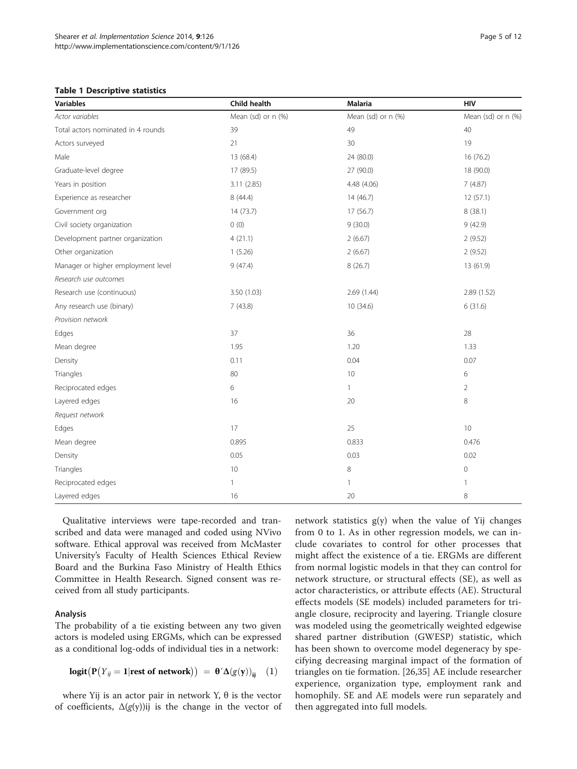**Table 1 Descriptive statistics**

| Variables | Child health | Malaria | HIV |
|---|---|---|---|
| *Actor variables* | Mean (sd) or n (%) | Mean (sd) or n (%) | Mean (sd) or n (%) |
| Total actors nominated in 4 rounds | 39 | 49 | 40 |
| Actors surveyed | 21 | 30 | 19 |
| Male | 13 (68.4) | 24 (80.0) | 16 (76.2) |
| Graduate-level degree | 17 (89.5) | 27 (90.0) | 18 (90.0) |
| Years in position | 3.11 (2.85) | 4.48 (4.06) | 7 (4.87) |
| Experience as researcher | 8 (44.4) | 14 (46.7) | 12 (57.1) |
| Government org | 14 (73.7) | 17 (56.7) | 8 (38.1) |
| Civil society organization | 0 (0) | 9 (30.0) | 9 (42.9) |
| Development partner organization | 4 (21.1) | 2 (6.67) | 2 (9.52) |
| Other organization | 1 (5.26) | 2 (6.67) | 2 (9.52) |
| Manager or higher employment level | 9 (47.4) | 8 (26.7) | 13 (61.9) |
| *Research use outcomes* | | | |
| Research use (continuous) | 3.50 (1.03) | 2.69 (1.44) | 2.89 (1.52) |
| Any research use (binary) | 7 (43.8) | 10 (34.6) | 6 (31.6) |
| *Provision network* | | | |
| Edges | 37 | 36 | 28 |
| Mean degree | 1.95 | 1.20 | 1.33 |
| Density | 0.11 | 0.04 | 0.07 |
| Triangles | 80 | 10 | 6 |
| Reciprocated edges | 6 | 1 | 2 |
| Layered edges | 16 | 20 | 8 |
| *Request network* | | | |
| Edges | 17 | 25 | 10 |
| Mean degree | 0.895 | 0.833 | 0.476 |
| Density | 0.05 | 0.03 | 0.02 |
| Triangles | 10 | 8 | 0 |
| Reciprocated edges | 1 | 1 | 1 |
| Layered edges | 16 | 20 | 8 |

Qualitative interviews were tape-recorded and transcribed and data were managed and coded using NVivo software. Ethical approval was received from McMaster University's Faculty of Health Sciences Ethical Review Board and the Burkina Faso Ministry of Health Ethics Committee in Health Research. Signed consent was received from all study participants.

### Analysis

The probability of a tie existing between any two given actors is modeled using ERGMs, which can be expressed as a conditional log-odds of individual ties in a network:

$$\mathbf{logit}\left(\mathbf{P}\left(Y_{ij} = \mathbf{1} | \mathbf{rest\ of\ network}\right)\right) = \boldsymbol{\theta}' \boldsymbol{\Delta}(g(\mathbf{y}))_{\mathbf{ij}} \quad (1)$$

where Yij is an actor pair in network Y, θ is the vector of coefficients, Δ(g(y))ij is the change in the vector of network statistics g(y) when the value of Yij changes from 0 to 1. As in other regression models, we can include covariates to control for other processes that might affect the existence of a tie. ERGMs are different from normal logistic models in that they can control for network structure, or structural effects (SE), as well as actor characteristics, or attribute effects (AE). Structural effects models (SE models) included parameters for triangle closure, reciprocity and layering. Triangle closure was modeled using the geometrically weighted edgewise shared partner distribution (GWESP) statistic, which has been shown to overcome model degeneracy by specifying decreasing marginal impact of the formation of triangles on tie formation. [26,35] AE include researcher experience, organization type, employment rank and homophily. SE and AE models were run separately and then aggregated into full models.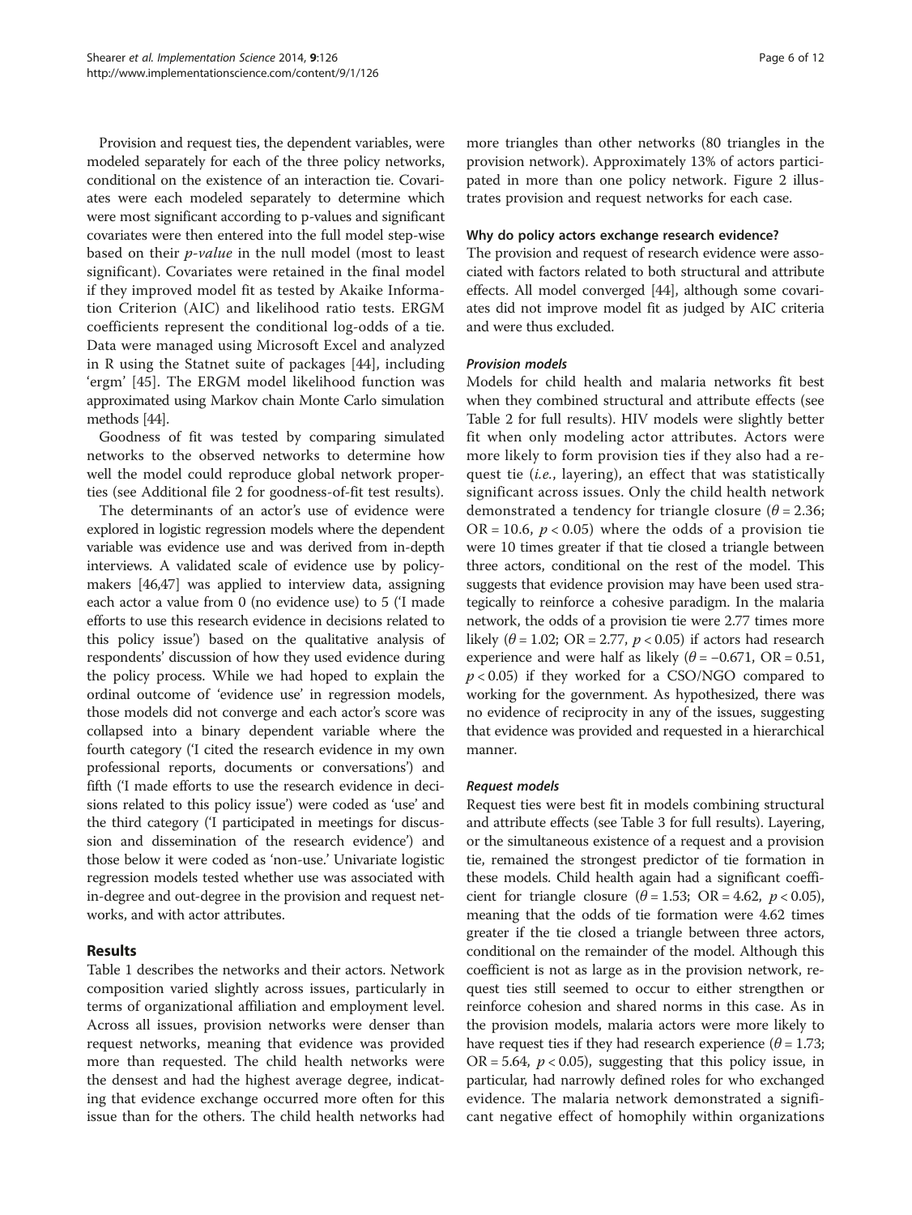Provision and request ties, the dependent variables, were modeled separately for each of the three policy networks, conditional on the existence of an interaction tie. Covariates were each modeled separately to determine which were most significant according to p-values and significant covariates were then entered into the full model step-wise based on their *p-value* in the null model (most to least significant). Covariates were retained in the final model if they improved model fit as tested by Akaike Information Criterion (AIC) and likelihood ratio tests. ERGM coefficients represent the conditional log-odds of a tie. Data were managed using Microsoft Excel and analyzed in R using the Statnet suite of packages [44], including 'ergm' [45]. The ERGM model likelihood function was approximated using Markov chain Monte Carlo simulation methods [44].

Goodness of fit was tested by comparing simulated networks to the observed networks to determine how well the model could reproduce global network properties (see Additional file 2 for goodness-of-fit test results).

The determinants of an actor's use of evidence were explored in logistic regression models where the dependent variable was evidence use and was derived from in-depth interviews. A validated scale of evidence use by policy-makers [46,47] was applied to interview data, assigning each actor a value from 0 (no evidence use) to 5 ('I made efforts to use this research evidence in decisions related to this policy issue') based on the qualitative analysis of respondents' discussion of how they used evidence during the policy process. While we had hoped to explain the ordinal outcome of 'evidence use' in regression models, those models did not converge and each actor's score was collapsed into a binary dependent variable where the fourth category ('I cited the research evidence in my own professional reports, documents or conversations') and fifth ('I made efforts to use the research evidence in decisions related to this policy issue') were coded as 'use' and the third category ('I participated in meetings for discussion and dissemination of the research evidence') and those below it were coded as 'non-use.' Univariate logistic regression models tested whether use was associated with in-degree and out-degree in the provision and request networks, and with actor attributes.

## Results

Table 1 describes the networks and their actors. Network composition varied slightly across issues, particularly in terms of organizational affiliation and employment level. Across all issues, provision networks were denser than request networks, meaning that evidence was provided more than requested. The child health networks were the densest and had the highest average degree, indicating that evidence exchange occurred more often for this issue than for the others. The child health networks had more triangles than other networks (80 triangles in the provision network). Approximately 13% of actors participated in more than one policy network. Figure 2 illustrates provision and request networks for each case.

### Why do policy actors exchange research evidence?

The provision and request of research evidence were associated with factors related to both structural and attribute effects. All model converged [44], although some covariates did not improve model fit as judged by AIC criteria and were thus excluded.

#### *Provision models*

Models for child health and malaria networks fit best when they combined structural and attribute effects (see Table 2 for full results). HIV models were slightly better fit when only modeling actor attributes. Actors were more likely to form provision ties if they also had a request tie (*i.e.*, layering), an effect that was statistically significant across issues. Only the child health network demonstrated a tendency for triangle closure ($\theta = 2.36$; OR = 10.6, $p < 0.05$) where the odds of a provision tie were 10 times greater if that tie closed a triangle between three actors, conditional on the rest of the model. This suggests that evidence provision may have been used strategically to reinforce a cohesive paradigm. In the malaria network, the odds of a provision tie were 2.77 times more likely ($\theta = 1.02$; OR = 2.77, $p < 0.05$) if actors had research experience and were half as likely ($\theta = -0.671$, OR = 0.51, $p < 0.05$) if they worked for a CSO/NGO compared to working for the government. As hypothesized, there was no evidence of reciprocity in any of the issues, suggesting that evidence was provided and requested in a hierarchical manner.

#### *Request models*

Request ties were best fit in models combining structural and attribute effects (see Table 3 for full results). Layering, or the simultaneous existence of a request and a provision tie, remained the strongest predictor of tie formation in these models. Child health again had a significant coefficient for triangle closure ($\theta = 1.53$; OR = 4.62, $p < 0.05$), meaning that the odds of tie formation were 4.62 times greater if the tie closed a triangle between three actors, conditional on the remainder of the model. Although this coefficient is not as large as in the provision network, request ties still seemed to occur to either strengthen or reinforce cohesion and shared norms in this case. As in the provision models, malaria actors were more likely to have request ties if they had research experience ($\theta = 1.73$; OR = 5.64, $p < 0.05$), suggesting that this policy issue, in particular, had narrowly defined roles for who exchanged evidence. The malaria network demonstrated a significant negative effect of homophily within organizations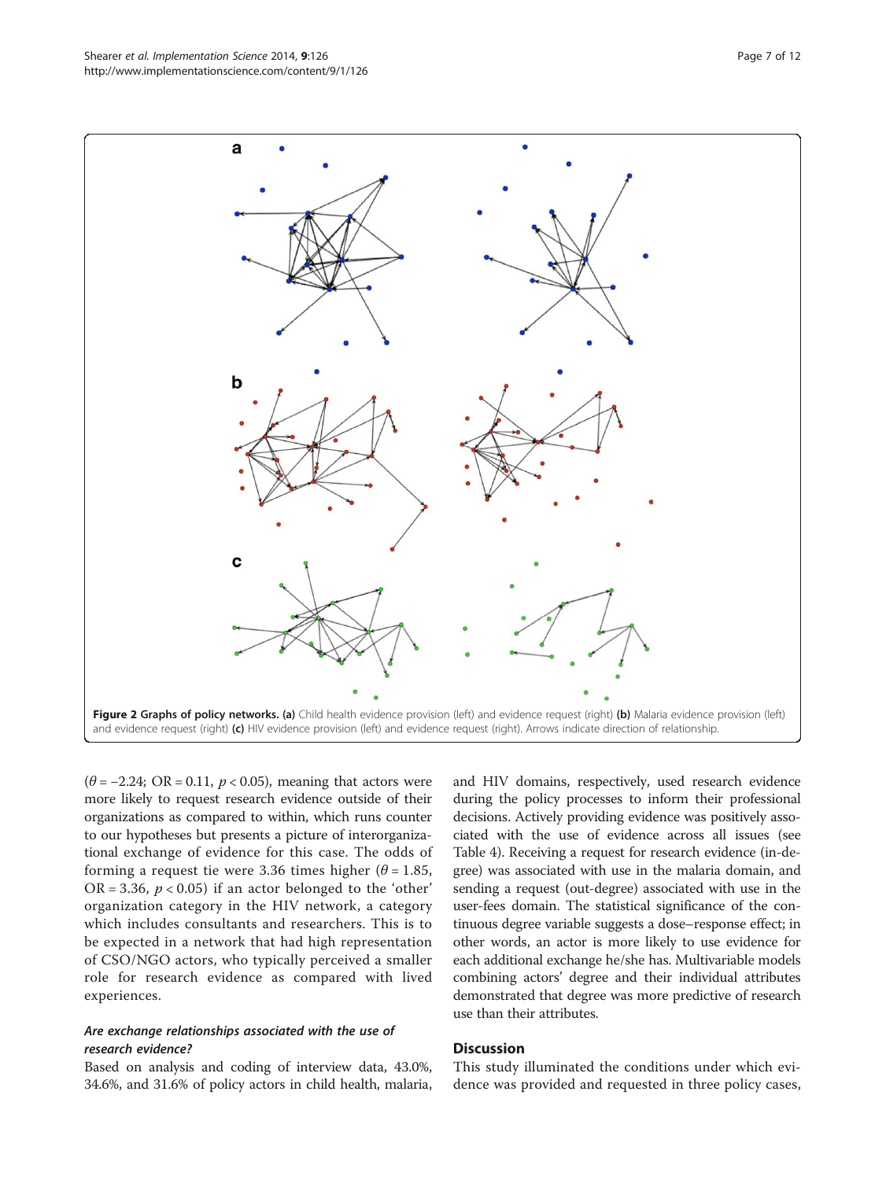**Figure 2 Graphs of policy networks.** **(a)** Child health evidence provision (left) and evidence request (right) **(b)** Malaria evidence provision (left) and evidence request (right) **(c)** HIV evidence provision (left) and evidence request (right). Arrows indicate direction of relationship.

($\theta = -2.24$; OR = 0.11, $p < 0.05$), meaning that actors were more likely to request research evidence outside of their organizations as compared to within, which runs counter to our hypotheses but presents a picture of interorganizational exchange of evidence for this case. The odds of forming a request tie were 3.36 times higher ($\theta = 1.85$, OR = 3.36, $p < 0.05$) if an actor belonged to the 'other' organization category in the HIV network, a category which includes consultants and researchers. This is to be expected in a network that had high representation of CSO/NGO actors, who typically perceived a smaller role for research evidence as compared with lived experiences.

### *Are exchange relationships associated with the use of research evidence?*

Based on analysis and coding of interview data, 43.0%, 34.6%, and 31.6% of policy actors in child health, malaria, and HIV domains, respectively, used research evidence during the policy processes to inform their professional decisions. Actively providing evidence was positively associated with the use of evidence across all issues (see Table 4). Receiving a request for research evidence (in-degree) was associated with use in the malaria domain, and sending a request (out-degree) associated with use in the user-fees domain. The statistical significance of the continuous degree variable suggests a dose–response effect; in other words, an actor is more likely to use evidence for each additional exchange he/she has. Multivariable models combining actors' degree and their individual attributes demonstrated that degree was more predictive of research use than their attributes.

## Discussion

This study illuminated the conditions under which evidence was provided and requested in three policy cases,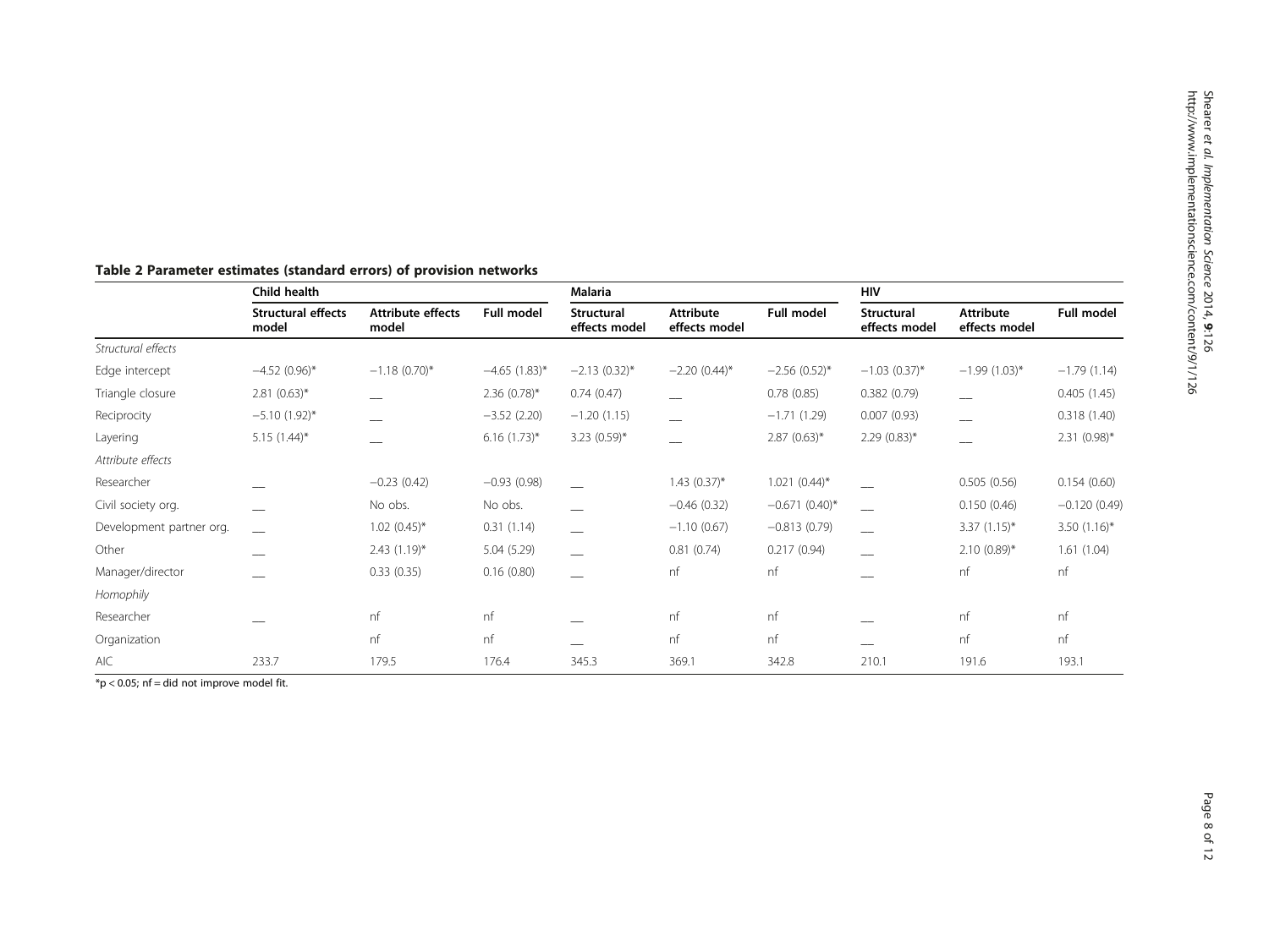**Table 2 Parameter estimates (standard errors) of provision networks**

| | Child health | | | Malaria | | | HIV | | |
|---|---|---|---|---|---|---|---|---|---|
| | **Structural effects model** | **Attribute effects model** | **Full model** | **Structural effects model** | **Attribute effects model** | **Full model** | **Structural effects model** | **Attribute effects model** | **Full model** |
| *Structural effects* | | | | | | | | | |
| Edge intercept | −4.52 (0.96)* | −1.18 (0.70)* | −4.65 (1.83)* | −2.13 (0.32)* | −2.20 (0.44)* | −2.56 (0.52)* | −1.03 (0.37)* | −1.99 (1.03)* | −1.79 (1.14) |
| Triangle closure | 2.81 (0.63)* | __ | 2.36 (0.78)* | 0.74 (0.47) | __ | 0.78 (0.85) | 0.382 (0.79) | __ | 0.405 (1.45) |
| Reciprocity | −5.10 (1.92)* | __ | −3.52 (2.20) | −1.20 (1.15) | __ | −1.71 (1.29) | 0.007 (0.93) | __ | 0.318 (1.40) |
| Layering | 5.15 (1.44)* | __ | 6.16 (1.73)* | 3.23 (0.59)* | __ | 2.87 (0.63)* | 2.29 (0.83)* | __ | 2.31 (0.98)* |
| *Attribute effects* | | | | | | | | | |
| Researcher | __ | −0.23 (0.42) | −0.93 (0.98) | __ | 1.43 (0.37)* | 1.021 (0.44)* | __ | 0.505 (0.56) | 0.154 (0.60) |
| Civil society org. | __ | No obs. | No obs. | __ | −0.46 (0.32) | −0.671 (0.40)* | __ | 0.150 (0.46) | −0.120 (0.49) |
| Development partner org. | __ | 1.02 (0.45)* | 0.31 (1.14) | __ | −1.10 (0.67) | −0.813 (0.79) | __ | 3.37 (1.15)* | 3.50 (1.16)* |
| Other | __ | 2.43 (1.19)* | 5.04 (5.29) | __ | 0.81 (0.74) | 0.217 (0.94) | __ | 2.10 (0.89)* | 1.61 (1.04) |
| Manager/director | __ | 0.33 (0.35) | 0.16 (0.80) | __ | nf | nf | __ | nf | nf |
| *Homophily* | | | | | | | | | |
| Researcher | __ | nf | nf | __ | nf | nf | __ | nf | nf |
| Organization | | nf | nf | __ | nf | nf | __ | nf | nf |
| AIC | 233.7 | 179.5 | 176.4 | 345.3 | 369.1 | 342.8 | 210.1 | 191.6 | 193.1 |

*$p < 0.05$; nf = did not improve model fit.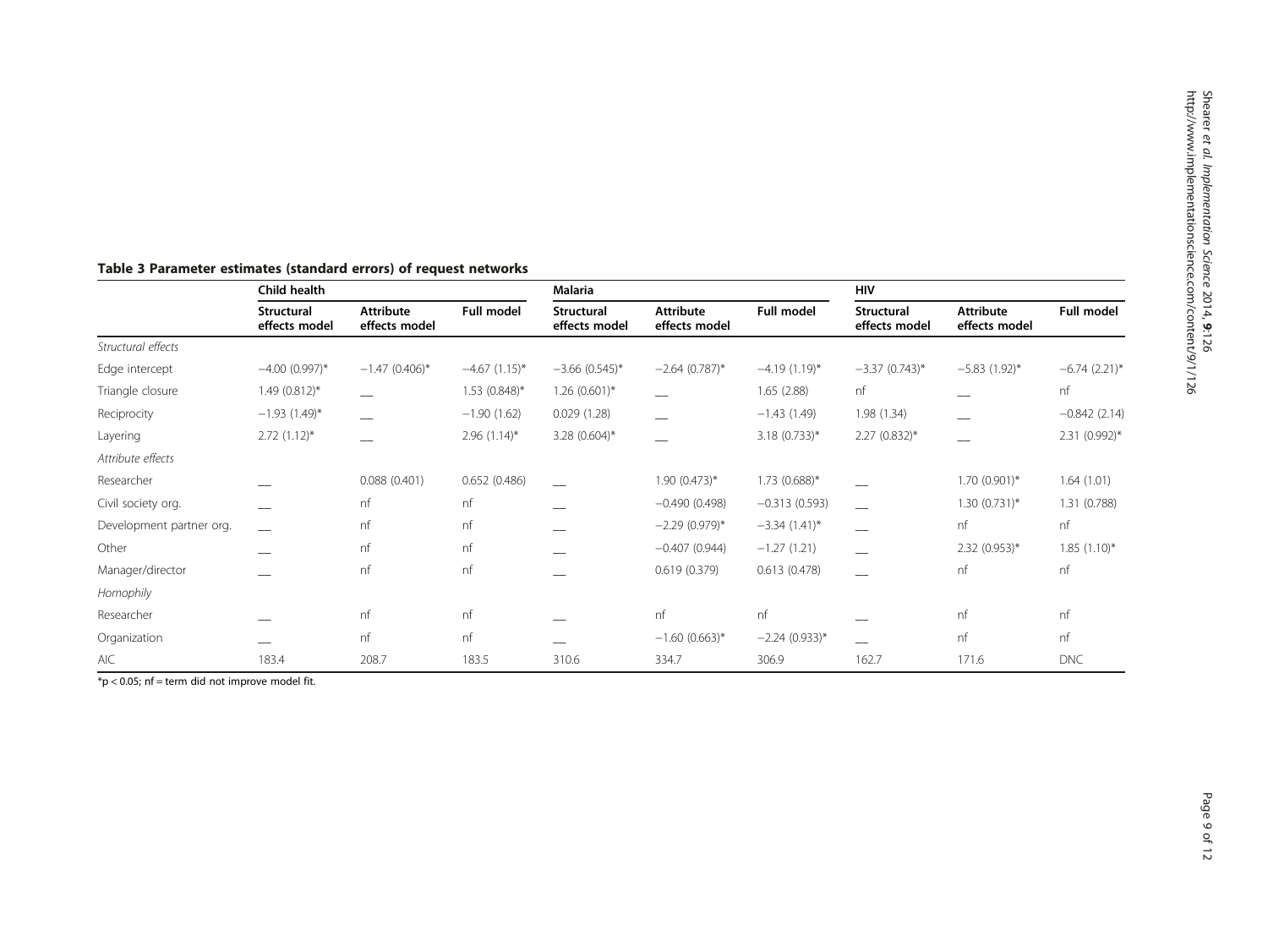**Table 3 Parameter estimates (standard errors) of request networks**

| | Child health | | | Malaria | | | HIV | | |
|---|---|---|---|---|---|---|---|---|---|
| | **Structural effects model** | **Attribute effects model** | **Full model** | **Structural effects model** | **Attribute effects model** | **Full model** | **Structural effects model** | **Attribute effects model** | **Full model** |
| *Structural effects* | | | | | | | | | |
| Edge intercept | −4.00 (0.997)* | −1.47 (0.406)* | −4.67 (1.15)* | −3.66 (0.545)* | −2.64 (0.787)* | −4.19 (1.19)* | −3.37 (0.743)* | −5.83 (1.92)* | −6.74 (2.21)* |
| Triangle closure | 1.49 (0.812)* | __ | 1.53 (0.848)* | 1.26 (0.601)* | __ | 1.65 (2.88) | nf | __ | nf |
| Reciprocity | −1.93 (1.49)* | __ | −1.90 (1.62) | 0.029 (1.28) | __ | −1.43 (1.49) | 1.98 (1.34) | __ | −0.842 (2.14) |
| Layering | 2.72 (1.12)* | __ | 2.96 (1.14)* | 3.28 (0.604)* | __ | 3.18 (0.733)* | 2.27 (0.832)* | __ | 2.31 (0.992)* |
| *Attribute effects* | | | | | | | | | |
| Researcher | __ | 0.088 (0.401) | 0.652 (0.486) | __ | 1.90 (0.473)* | 1.73 (0.688)* | __ | 1.70 (0.901)* | 1.64 (1.01) |
| Civil society org. | __ | nf | nf | __ | −0.490 (0.498) | −0.313 (0.593) | __ | 1.30 (0.731)* | 1.31 (0.788) |
| Development partner org. | __ | nf | nf | __ | −2.29 (0.979)* | −3.34 (1.41)* | __ | nf | nf |
| Other | __ | nf | nf | __ | −0.407 (0.944) | −1.27 (1.21) | __ | 2.32 (0.953)* | 1.85 (1.10)* |
| Manager/director | __ | nf | nf | __ | 0.619 (0.379) | 0.613 (0.478) | __ | nf | nf |
| *Homophily* | | | | | | | | | |
| Researcher | __ | nf | nf | __ | nf | nf | __ | nf | nf |
| Organization | __ | nf | nf | __ | −1.60 (0.663)* | −2.24 (0.933)* | __ | nf | nf |
| AIC | 183.4 | 208.7 | 183.5 | 310.6 | 334.7 | 306.9 | 162.7 | 171.6 | DNC |

*$p < 0.05$; nf = term did not improve model fit.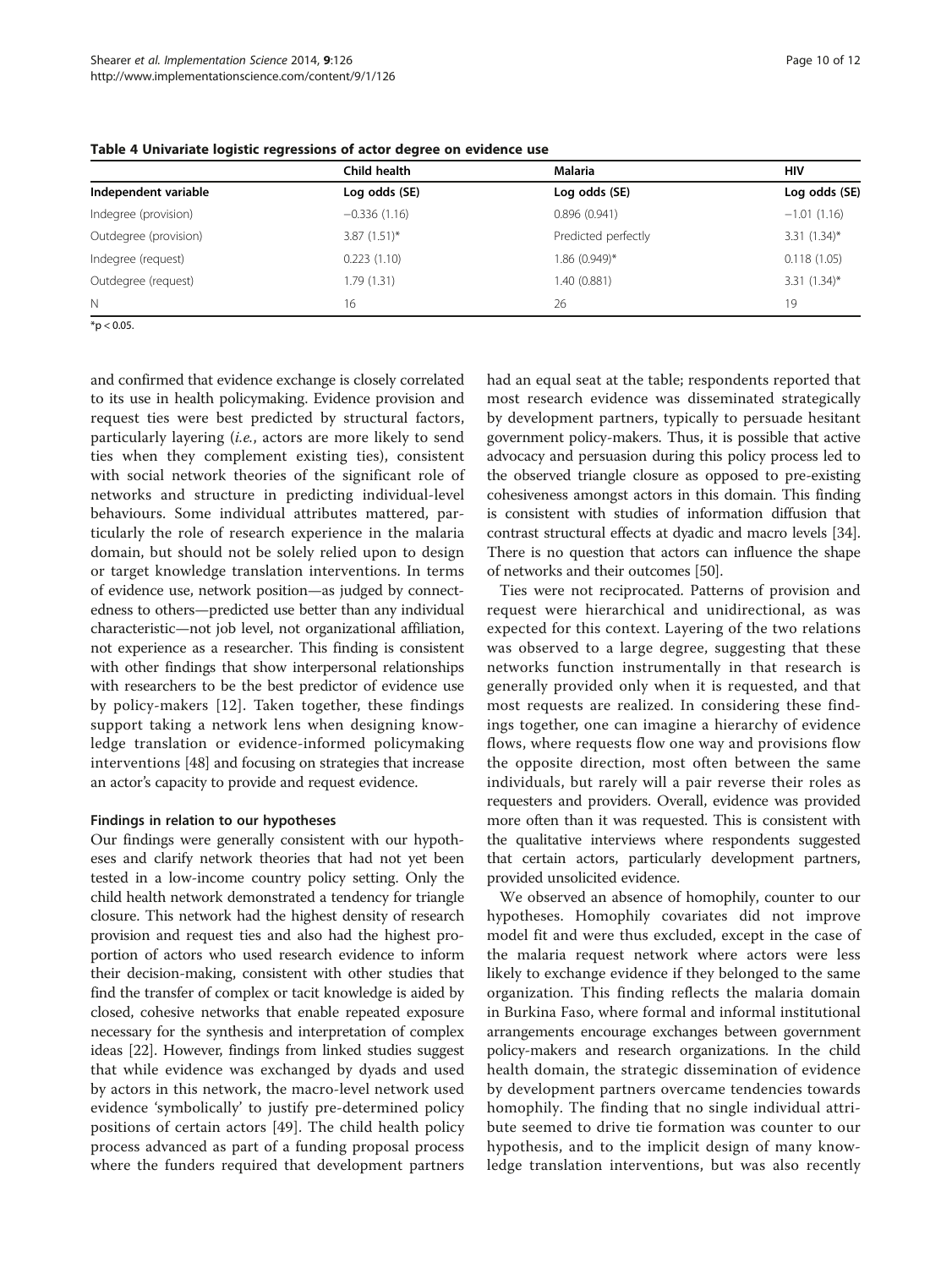**Table 4 Univariate logistic regressions of actor degree on evidence use**

| | Child health | Malaria | HIV |
|---|---|---|---|
| Independent variable | Log odds (SE) | Log odds (SE) | Log odds (SE) |
| Indegree (provision) | −0.336 (1.16) | 0.896 (0.941) | −1.01 (1.16) |
| Outdegree (provision) | 3.87 (1.51)* | Predicted perfectly | 3.31 (1.34)* |
| Indegree (request) | 0.223 (1.10) | 1.86 (0.949)* | 0.118 (1.05) |
| Outdegree (request) | 1.79 (1.31) | 1.40 (0.881) | 3.31 (1.34)* |
| N | 16 | 26 | 19 |

*$p < 0.05$.

and confirmed that evidence exchange is closely correlated to its use in health policymaking. Evidence provision and request ties were best predicted by structural factors, particularly layering (*i.e.*, actors are more likely to send ties when they complement existing ties), consistent with social network theories of the significant role of networks and structure in predicting individual-level behaviours. Some individual attributes mattered, particularly the role of research experience in the malaria domain, but should not be solely relied upon to design or target knowledge translation interventions. In terms of evidence use, network position—as judged by connectedness to others—predicted use better than any individual characteristic—not job level, not organizational affiliation, not experience as a researcher. This finding is consistent with other findings that show interpersonal relationships with researchers to be the best predictor of evidence use by policy-makers [12]. Taken together, these findings support taking a network lens when designing knowledge translation or evidence-informed policymaking interventions [48] and focusing on strategies that increase an actor's capacity to provide and request evidence.

#### Findings in relation to our hypotheses

Our findings were generally consistent with our hypotheses and clarify network theories that had not yet been tested in a low-income country policy setting. Only the child health network demonstrated a tendency for triangle closure. This network had the highest density of research provision and request ties and also had the highest proportion of actors who used research evidence to inform their decision-making, consistent with other studies that find the transfer of complex or tacit knowledge is aided by closed, cohesive networks that enable repeated exposure necessary for the synthesis and interpretation of complex ideas [22]. However, findings from linked studies suggest that while evidence was exchanged by dyads and used by actors in this network, the macro-level network used evidence 'symbolically' to justify pre-determined policy positions of certain actors [49]. The child health policy process advanced as part of a funding proposal process where the funders required that development partners had an equal seat at the table; respondents reported that most research evidence was disseminated strategically by development partners, typically to persuade hesitant government policy-makers. Thus, it is possible that active advocacy and persuasion during this policy process led to the observed triangle closure as opposed to pre-existing cohesiveness amongst actors in this domain. This finding is consistent with studies of information diffusion that contrast structural effects at dyadic and macro levels [34]. There is no question that actors can influence the shape of networks and their outcomes [50].

Ties were not reciprocated. Patterns of provision and request were hierarchical and unidirectional, as was expected for this context. Layering of the two relations was observed to a large degree, suggesting that these networks function instrumentally in that research is generally provided only when it is requested, and that most requests are realized. In considering these findings together, one can imagine a hierarchy of evidence flows, where requests flow one way and provisions flow the opposite direction, most often between the same individuals, but rarely will a pair reverse their roles as requesters and providers. Overall, evidence was provided more often than it was requested. This is consistent with the qualitative interviews where respondents suggested that certain actors, particularly development partners, provided unsolicited evidence.

We observed an absence of homophily, counter to our hypotheses. Homophily covariates did not improve model fit and were thus excluded, except in the case of the malaria request network where actors were less likely to exchange evidence if they belonged to the same organization. This finding reflects the malaria domain in Burkina Faso, where formal and informal institutional arrangements encourage exchanges between government policy-makers and research organizations. In the child health domain, the strategic dissemination of evidence by development partners overcame tendencies towards homophily. The finding that no single individual attribute seemed to drive tie formation was counter to our hypothesis, and to the implicit design of many knowledge translation interventions, but was also recently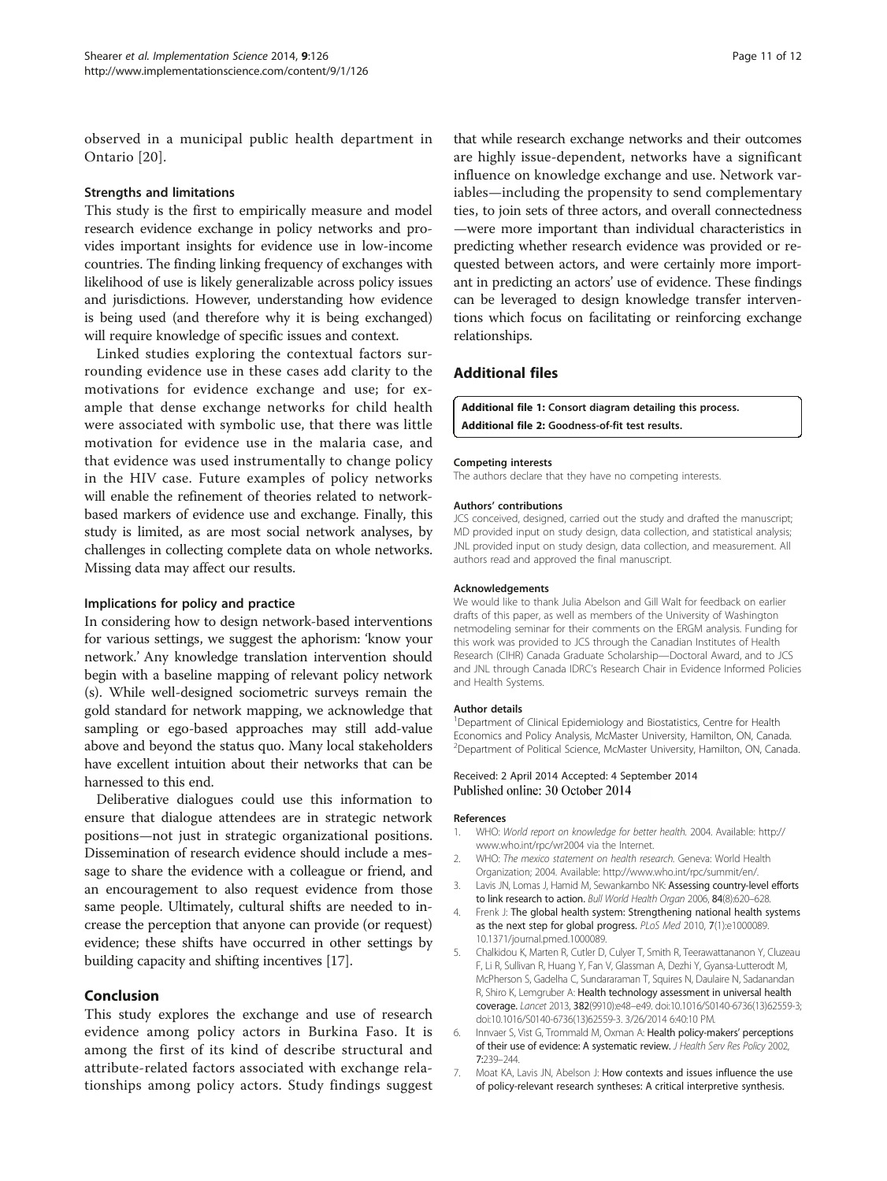observed in a municipal public health department in Ontario [20].

### Strengths and limitations

This study is the first to empirically measure and model research evidence exchange in policy networks and provides important insights for evidence use in low-income countries. The finding linking frequency of exchanges with likelihood of use is likely generalizable across policy issues and jurisdictions. However, understanding how evidence is being used (and therefore why it is being exchanged) will require knowledge of specific issues and context.

Linked studies exploring the contextual factors surrounding evidence use in these cases add clarity to the motivations for evidence exchange and use; for example that dense exchange networks for child health were associated with symbolic use, that there was little motivation for evidence use in the malaria case, and that evidence was used instrumentally to change policy in the HIV case. Future examples of policy networks will enable the refinement of theories related to network-based markers of evidence use and exchange. Finally, this study is limited, as are most social network analyses, by challenges in collecting complete data on whole networks. Missing data may affect our results.

### Implications for policy and practice

In considering how to design network-based interventions for various settings, we suggest the aphorism: 'know your network.' Any knowledge translation intervention should begin with a baseline mapping of relevant policy network (s). While well-designed sociometric surveys remain the gold standard for network mapping, we acknowledge that sampling or ego-based approaches may still add-value above and beyond the status quo. Many local stakeholders have excellent intuition about their networks that can be harnessed to this end.

Deliberative dialogues could use this information to ensure that dialogue attendees are in strategic network positions—not just in strategic organizational positions. Dissemination of research evidence should include a message to share the evidence with a colleague or friend, and an encouragement to also request evidence from those same people. Ultimately, cultural shifts are needed to increase the perception that anyone can provide (or request) evidence; these shifts have occurred in other settings by building capacity and shifting incentives [17].

## Conclusion

This study explores the exchange and use of research evidence among policy actors in Burkina Faso. It is among the first of its kind of describe structural and attribute-related factors associated with exchange relationships among policy actors. Study findings suggest that while research exchange networks and their outcomes are highly issue-dependent, networks have a significant influence on knowledge exchange and use. Network variables—including the propensity to send complementary ties, to join sets of three actors, and overall connectedness—were more important than individual characteristics in predicting whether research evidence was provided or requested between actors, and were certainly more important in predicting an actors' use of evidence. These findings can be leveraged to design knowledge transfer interventions which focus on facilitating or reinforcing exchange relationships.

## Additional files

**Additional file 1: Consort diagram detailing this process.**

**Additional file 2: Goodness-of-fit test results.**

#### Competing interests

The authors declare that they have no competing interests.

#### Authors' contributions

JCS conceived, designed, carried out the study and drafted the manuscript; MD provided input on study design, data collection, and statistical analysis; JNL provided input on study design, data collection, and measurement. All authors read and approved the final manuscript.

#### Acknowledgements

We would like to thank Julia Abelson and Gill Walt for feedback on earlier drafts of this paper, as well as members of the University of Washington netmodeling seminar for their comments on the ERGM analysis. Funding for this work was provided to JCS through the Canadian Institutes of Health Research (CIHR) Canada Graduate Scholarship—Doctoral Award, and to JCS and JNL through Canada IDRC's Research Chair in Evidence Informed Policies and Health Systems.

#### Author details

[1]Department of Clinical Epidemiology and Biostatistics, Centre for Health Economics and Policy Analysis, McMaster University, Hamilton, ON, Canada. [2]Department of Political Science, McMaster University, Hamilton, ON, Canada.

Received: 2 April 2014 Accepted: 4 September 2014
Published online: 30 October 2014

#### References

1. WHO: *World report on knowledge for better health.* 2004. Available: http://www.who.int/rpc/wr2004 via the Internet.
2. WHO: *The mexico statement on health research.* Geneva: World Health Organization; 2004. Available: http://www.who.int/rpc/summit/en/.
3. Lavis JN, Lomas J, Hamid M, Sewankambo NK: **Assessing country-level efforts to link research to action.** *Bull World Health Organ* 2006, **84**(8):620–628.
4. Frenk J: **The global health system: Strengthening national health systems as the next step for global progress.** *PLoS Med* 2010, **7**(1):e1000089. 10.1371/journal.pmed.1000089.
5. Chalkidou K, Marten R, Cutler D, Culyer T, Smith R, Teerawattananon Y, Cluzeau F, Li R, Sullivan R, Huang Y, Fan V, Glassman A, Dezhi Y, Gyansa-Lutterodt M, McPherson S, Gadelha C, Sundararaman T, Squires N, Daulaire N, Sadanandan R, Shiro K, Lemgruber A: **Health technology assessment in universal health coverage.** *Lancet* 2013, **382**(9910):e48–e49. doi:10.1016/S0140-6736(13)62559-3; doi:10.1016/S0140-6736(13)62559-3. 3/26/2014 6:40:10 PM.
6. Innvaer S, Vist G, Trommald M, Oxman A: **Health policy-makers' perceptions of their use of evidence: A systematic review.** *J Health Serv Res Policy* 2002, **7**:239–244.
7. Moat KA, Lavis JN, Abelson J: **How contexts and issues influence the use of policy-relevant research syntheses: A critical interpretive synthesis.**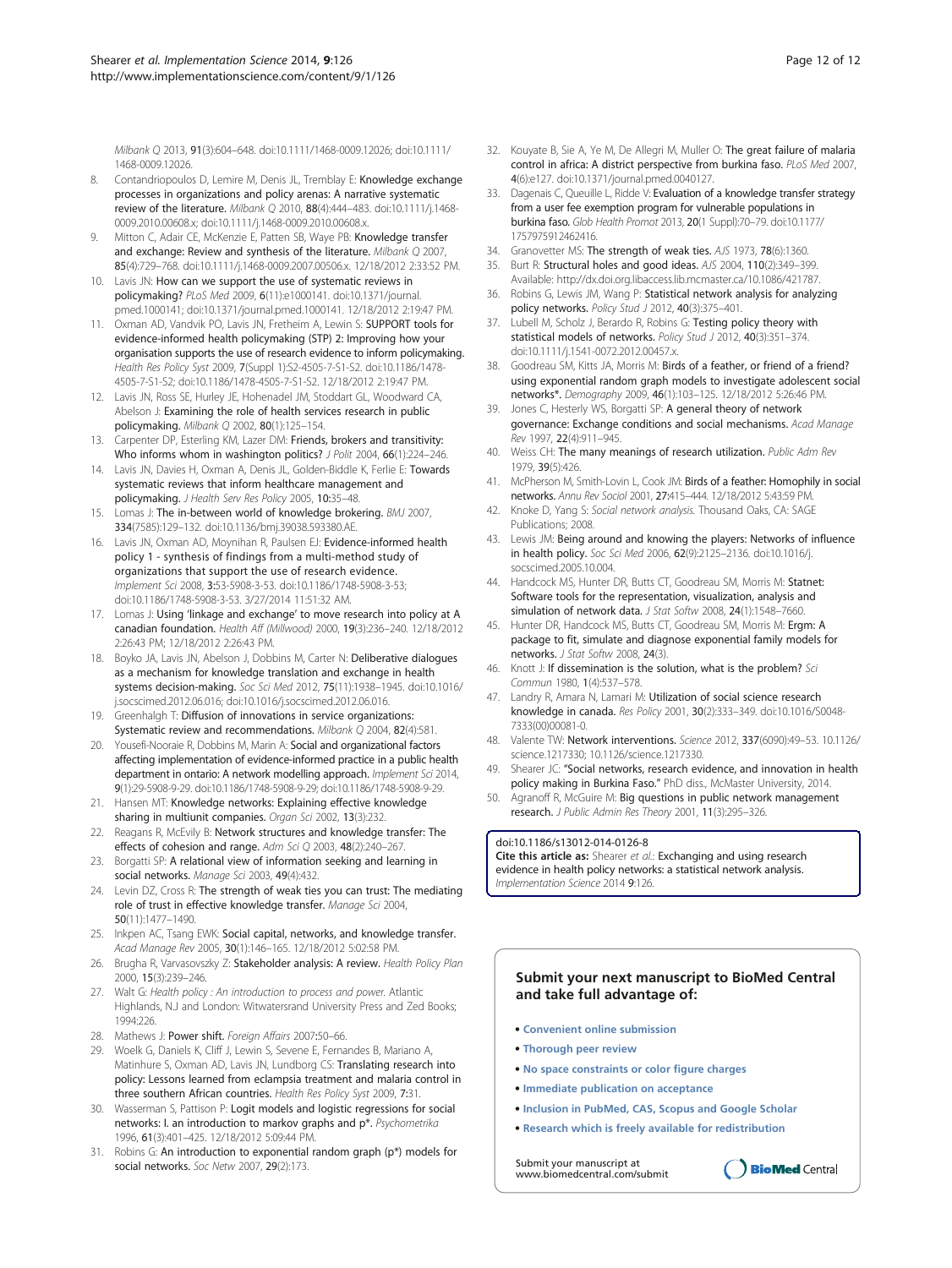Milbank Q 2013, **91**(3):604–648. doi:10.1111/1468-0009.12026; doi:10.1111/1468-0009.12026.

8. Contandriopoulos D, Lemire M, Denis JL, Tremblay E: **Knowledge exchange processes in organizations and policy arenas: A narrative systematic review of the literature.** *Milbank Q* 2010, **88**(4):444–483. doi:10.1111/j.1468-0009.2010.00608.x; doi:10.1111/j.1468-0009.2010.00608.x.
9. Mitton C, Adair CE, McKenzie E, Patten SB, Waye PB: **Knowledge transfer and exchange: Review and synthesis of the literature.** *Milbank Q* 2007, **85**(4):729–768. doi:10.1111/j.1468-0009.2007.00506.x. 12/18/2012 2:33:52 PM.
10. Lavis JN: **How can we support the use of systematic reviews in policymaking?** *PLoS Med* 2009, **6**(11):e1000141. doi:10.1371/journal.pmed.1000141; doi:10.1371/journal.pmed.1000141. 12/18/2012 2:19:47 PM.
11. Oxman AD, Vandvik PO, Lavis JN, Fretheim A, Lewin S: **SUPPORT tools for evidence-informed health policymaking (STP) 2: Improving how your organisation supports the use of research evidence to inform policymaking.** *Health Res Policy Syst* 2009, **7**(Suppl 1):S2-4505-7-S1-S2. doi:10.1186/1478-4505-7-S1-S2; doi:10.1186/1478-4505-7-S1-S2. 12/18/2012 2:19:47 PM.
12. Lavis JN, Ross SE, Hurley JE, Hohenadel JM, Stoddart GL, Woodward CA, Abelson J: **Examining the role of health services research in public policymaking.** *Milbank Q* 2002, **80**(1):125–154.
13. Carpenter DP, Esterling KM, Lazer DM: **Friends, brokers and transitivity: Who informs whom in washington politics?** *J Polit* 2004, **66**(1):224–246.
14. Lavis JN, Davies H, Oxman A, Denis JL, Golden-Biddle K, Ferlie E: **Towards systematic reviews that inform healthcare management and policymaking.** *J Health Serv Res Policy* 2005, **10**:35–48.
15. Lomas J: **The in-between world of knowledge brokering.** *BMJ* 2007, **334**(7585):129–132. doi:10.1136/bmj.39038.593380.AE.
16. Lavis JN, Oxman AD, Moynihan R, Paulsen EJ: **Evidence-informed health policy 1 - synthesis of findings from a multi-method study of organizations that support the use of research evidence.** *Implement Sci* 2008, **3**:53-5908-3-53. doi:10.1186/1748-5908-3-53; doi:10.1186/1748-5908-3-53. 3/27/2014 11:51:32 AM.
17. Lomas J: **Using 'linkage and exchange' to move research into policy at A canadian foundation.** *Health Aff (Millwood)* 2000, **19**(3):236–240. 12/18/2012 2:26:43 PM; 12/18/2012 2:26:43 PM.
18. Boyko JA, Lavis JN, Abelson J, Dobbins M, Carter N: **Deliberative dialogues as a mechanism for knowledge translation and exchange in health systems decision-making.** *Soc Sci Med* 2012, **75**(11):1938–1945. doi:10.1016/j.socscimed.2012.06.016; doi:10.1016/j.socscimed.2012.06.016.
19. Greenhalgh T: **Diffusion of innovations in service organizations: Systematic review and recommendations.** *Milbank Q* 2004, **82**(4):581.
20. Yousefi-Nooraie R, Dobbins M, Marin A: **Social and organizational factors affecting implementation of evidence-informed practice in a public health department in ontario: A network modelling approach.** *Implement Sci* 2014, **9**(1):29-5908-9-29. doi:10.1186/1748-5908-9-29; doi:10.1186/1748-5908-9-29.
21. Hansen MT: **Knowledge networks: Explaining effective knowledge sharing in multiunit companies.** *Organ Sci* 2002, **13**(3):232.
22. Reagans R, McEvily B: **Network structures and knowledge transfer: The effects of cohesion and range.** *Adm Sci Q* 2003, **48**(2):240–267.
23. Borgatti SP: **A relational view of information seeking and learning in social networks.** *Manage Sci* 2003, **49**(4):432.
24. Levin DZ, Cross R: **The strength of weak ties you can trust: The mediating role of trust in effective knowledge transfer.** *Manage Sci* 2004, **50**(11):1477–1490.
25. Inkpen AC, Tsang EWK: **Social capital, networks, and knowledge transfer.** *Acad Manage Rev* 2005, **30**(1):146–165. 12/18/2012 5:02:58 PM.
26. Brugha R, Varvasovszky Z: **Stakeholder analysis: A review.** *Health Policy Plan* 2000, **15**(3):239–246.
27. Walt G: *Health policy : An introduction to process and power.* Atlantic Highlands, N.J and London: Witwatersrand University Press and Zed Books; 1994:226.
28. Mathews J: **Power shift.** *Foreign Affairs* 2007:50–66.
29. Woelk G, Daniels K, Cliff J, Lewin S, Sevene E, Fernandes B, Mariano A, Matinhure S, Oxman AD, Lavis JN, Lundborg CS: **Translating research into policy: Lessons learned from eclampsia treatment and malaria control in three southern African countries.** *Health Res Policy Syst* 2009, **7**:31.
30. Wasserman S, Pattison P: **Logit models and logistic regressions for social networks: I. an introduction to markov graphs and p*.** *Psychometrika* 1996, **61**(3):401–425. 12/18/2012 5:09:44 PM.
31. Robins G: **An introduction to exponential random graph (p*) models for social networks.** *Soc Netw* 2007, **29**(2):173.
32. Kouyate B, Sie A, Ye M, De Allegri M, Muller O: **The great failure of malaria control in africa: A district perspective from burkina faso.** *PLoS Med* 2007, **4**(6):e127. doi:10.1371/journal.pmed.0040127.
33. Dagenais C, Queuille L, Ridde V: **Evaluation of a knowledge transfer strategy from a user fee exemption program for vulnerable populations in burkina faso.** *Glob Health Promot* 2013, **20**(1 Suppl):70–79. doi:10.1177/1757975912462416.
34. Granovetter MS: **The strength of weak ties.** *AJS* 1973, **78**(6):1360.
35. Burt R: **Structural holes and good ideas.** *AJS* 2004, **110**(2):349–399. Available: http://dx.doi.org.libaccess.lib.mcmaster.ca/10.1086/421787.
36. Robins G, Lewis JM, Wang P: **Statistical network analysis for analyzing policy networks.** *Policy Stud J* 2012, **40**(3):375–401.
37. Lubell M, Scholz J, Berardo R, Robins G: **Testing policy theory with statistical models of networks.** *Policy Stud J* 2012, **40**(3):351–374. doi:10.1111/j.1541-0072.2012.00457.x.
38. Goodreau SM, Kitts JA, Morris M: **Birds of a feather, or friend of a friend? using exponential random graph models to investigate adolescent social networks*.** *Demography* 2009, **46**(1):103–125. 12/18/2012 5:26:46 PM.
39. Jones C, Hesterly WS, Borgatti SP: **A general theory of network governance: Exchange conditions and social mechanisms.** *Acad Manage Rev* 1997, **22**(4):911–945.
40. Weiss CH: **The many meanings of research utilization.** *Public Adm Rev* 1979, **39**(5):426.
41. McPherson M, Smith-Lovin L, Cook JM: **Birds of a feather: Homophily in social networks.** *Annu Rev Sociol* 2001, **27**:415–444. 12/18/2012 5:43:59 PM.
42. Knoke D, Yang S: *Social network analysis.* Thousand Oaks, CA: SAGE Publications; 2008.
43. Lewis JM: **Being around and knowing the players: Networks of influence in health policy.** *Soc Sci Med* 2006, **62**(9):2125–2136. doi:10.1016/j.socscimed.2005.10.004.
44. Handcock MS, Hunter DR, Butts CT, Goodreau SM, Morris M: **Statnet: Software tools for the representation, visualization, analysis and simulation of network data.** *J Stat Softw* 2008, **24**(1):1548–7660.
45. Hunter DR, Handcock MS, Butts CT, Goodreau SM, Morris M: **Ergm: A package to fit, simulate and diagnose exponential family models for networks.** *J Stat Softw* 2008, **24**(3).
46. Knott J: **If dissemination is the solution, what is the problem?** *Sci Commun* 1980, **1**(4):537–578.
47. Landry R, Amara N, Lamari M: **Utilization of social science research knowledge in canada.** *Res Policy* 2001, **30**(2):333–349. doi:10.1016/S0048-7333(00)00081-0.
48. Valente TW: **Network interventions.** *Science* 2012, **337**(6090):49–53. 10.1126/science.1217330; 10.1126/science.1217330.
49. Shearer JC: **"Social networks, research evidence, and innovation in health policy making in Burkina Faso."** PhD diss., McMaster University, 2014.
50. Agranoff R, McGuire M: **Big questions in public network management research.** *J Public Admin Res Theory* 2001, **11**(3):295–326.

doi:10.1186/s13012-014-0126-8

**Cite this article as:** Shearer *et al.*: Exchanging and using research evidence in health policy networks: a statistical network analysis. *Implementation Science* 2014 **9**:126.

**Submit your next manuscript to BioMed Central and take full advantage of:**

- **Convenient online submission**
- **Thorough peer review**
- **No space constraints or color figure charges**
- **Immediate publication on acceptance**
- **Inclusion in PubMed, CAS, Scopus and Google Scholar**
- **Research which is freely available for redistribution**

Submit your manuscript at www.biomedcentral.com/submit

BioMed Central